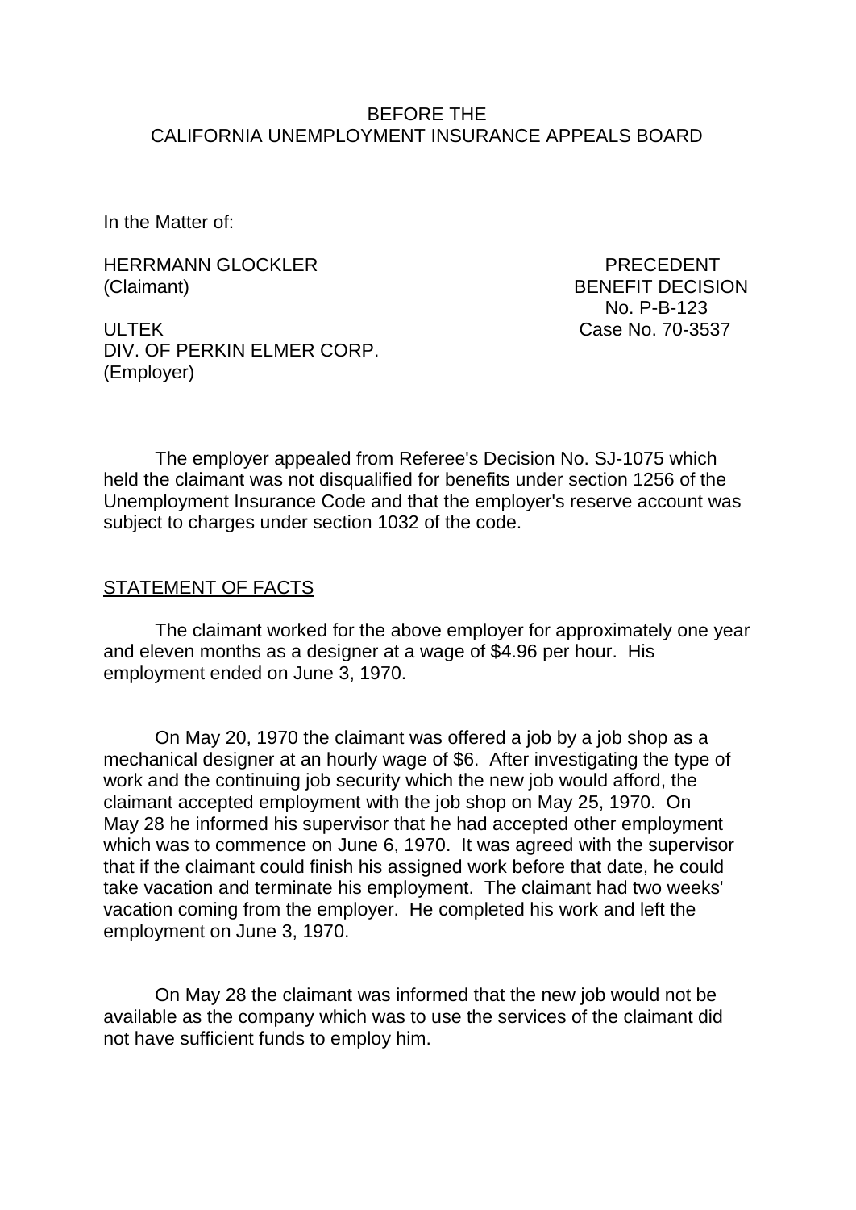BEFORE THE
CALIFORNIA UNEMPLOYMENT INSURANCE APPEALS BOARD

In the Matter of:

HERRMANN GLOCKLER
(Claimant)

ULTEK
DIV. OF PERKIN ELMER CORP.
(Employer)

PRECEDENT
BENEFIT DECISION
No. P-B-123
Case No. 70-3537

The employer appealed from Referee's Decision No. SJ-1075 which held the claimant was not disqualified for benefits under section 1256 of the Unemployment Insurance Code and that the employer's reserve account was subject to charges under section 1032 of the code.

## STATEMENT OF FACTS

The claimant worked for the above employer for approximately one year and eleven months as a designer at a wage of $4.96 per hour. His employment ended on June 3, 1970.

On May 20, 1970 the claimant was offered a job by a job shop as a mechanical designer at an hourly wage of $6. After investigating the type of work and the continuing job security which the new job would afford, the claimant accepted employment with the job shop on May 25, 1970. On May 28 he informed his supervisor that he had accepted other employment which was to commence on June 6, 1970. It was agreed with the supervisor that if the claimant could finish his assigned work before that date, he could take vacation and terminate his employment. The claimant had two weeks' vacation coming from the employer. He completed his work and left the employment on June 3, 1970.

On May 28 the claimant was informed that the new job would not be available as the company which was to use the services of the claimant did not have sufficient funds to employ him.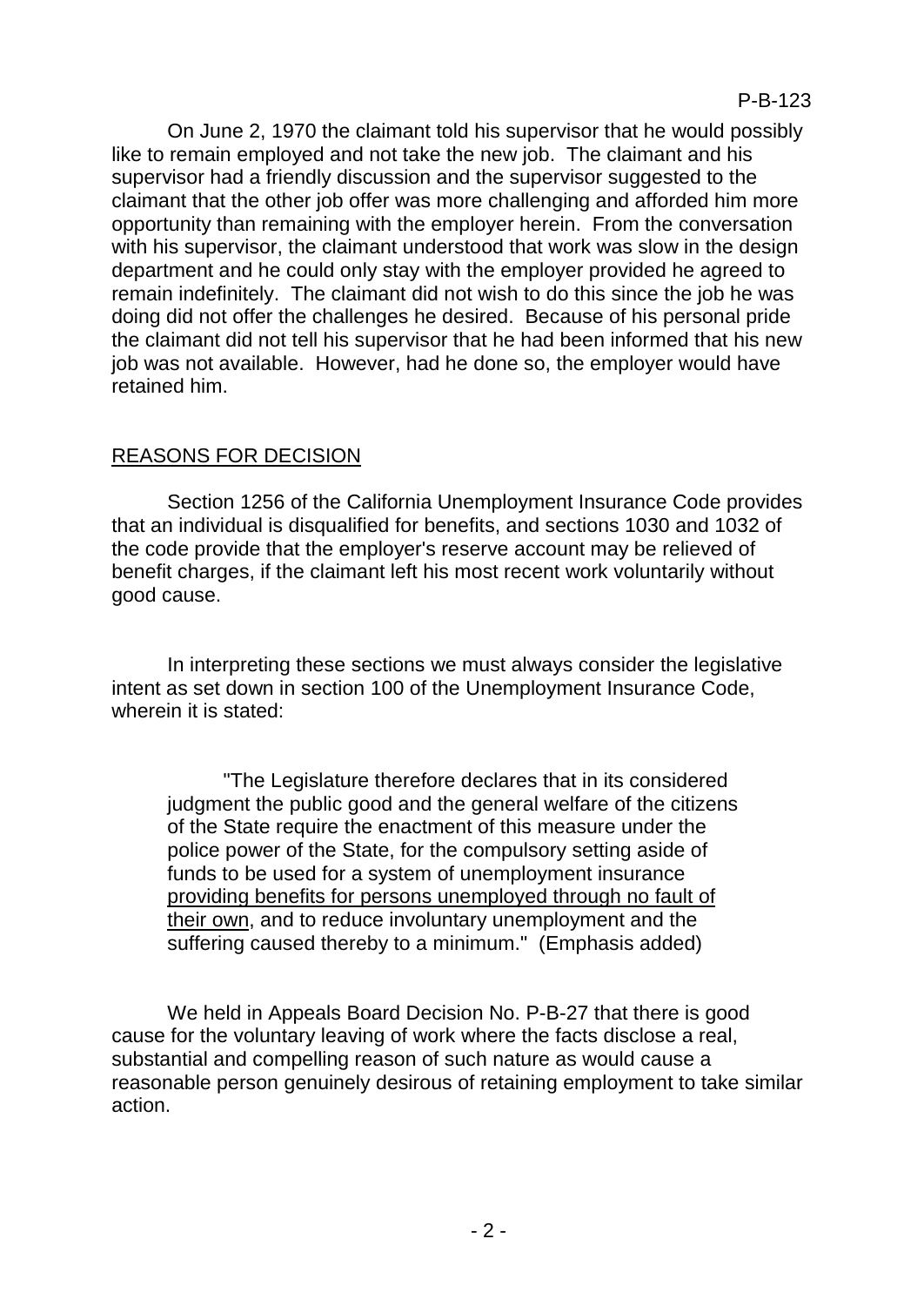On June 2, 1970 the claimant told his supervisor that he would possibly like to remain employed and not take the new job. The claimant and his supervisor had a friendly discussion and the supervisor suggested to the claimant that the other job offer was more challenging and afforded him more opportunity than remaining with the employer herein. From the conversation with his supervisor, the claimant understood that work was slow in the design department and he could only stay with the employer provided he agreed to remain indefinitely. The claimant did not wish to do this since the job he was doing did not offer the challenges he desired. Because of his personal pride the claimant did not tell his supervisor that he had been informed that his new job was not available. However, had he done so, the employer would have retained him.

## REASONS FOR DECISION

Section 1256 of the California Unemployment Insurance Code provides that an individual is disqualified for benefits, and sections 1030 and 1032 of the code provide that the employer's reserve account may be relieved of benefit charges, if the claimant left his most recent work voluntarily without good cause.

In interpreting these sections we must always consider the legislative intent as set down in section 100 of the Unemployment Insurance Code, wherein it is stated:

> "The Legislature therefore declares that in its considered judgment the public good and the general welfare of the citizens of the State require the enactment of this measure under the police power of the State, for the compulsory setting aside of funds to be used for a system of unemployment insurance providing benefits for persons unemployed through no fault of their own, and to reduce involuntary unemployment and the suffering caused thereby to a minimum." (Emphasis added)

We held in Appeals Board Decision No. P-B-27 that there is good cause for the voluntary leaving of work where the facts disclose a real, substantial and compelling reason of such nature as would cause a reasonable person genuinely desirous of retaining employment to take similar action.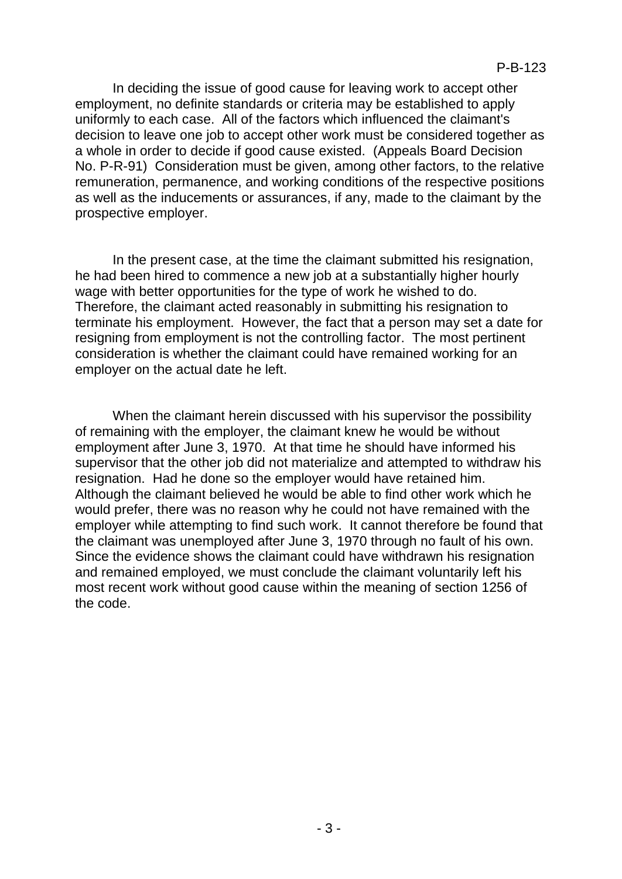In deciding the issue of good cause for leaving work to accept other employment, no definite standards or criteria may be established to apply uniformly to each case. All of the factors which influenced the claimant's decision to leave one job to accept other work must be considered together as a whole in order to decide if good cause existed. (Appeals Board Decision No. P-R-91) Consideration must be given, among other factors, to the relative remuneration, permanence, and working conditions of the respective positions as well as the inducements or assurances, if any, made to the claimant by the prospective employer.

In the present case, at the time the claimant submitted his resignation, he had been hired to commence a new job at a substantially higher hourly wage with better opportunities for the type of work he wished to do. Therefore, the claimant acted reasonably in submitting his resignation to terminate his employment. However, the fact that a person may set a date for resigning from employment is not the controlling factor. The most pertinent consideration is whether the claimant could have remained working for an employer on the actual date he left.

When the claimant herein discussed with his supervisor the possibility of remaining with the employer, the claimant knew he would be without employment after June 3, 1970. At that time he should have informed his supervisor that the other job did not materialize and attempted to withdraw his resignation. Had he done so the employer would have retained him. Although the claimant believed he would be able to find other work which he would prefer, there was no reason why he could not have remained with the employer while attempting to find such work. It cannot therefore be found that the claimant was unemployed after June 3, 1970 through no fault of his own. Since the evidence shows the claimant could have withdrawn his resignation and remained employed, we must conclude the claimant voluntarily left his most recent work without good cause within the meaning of section 1256 of the code.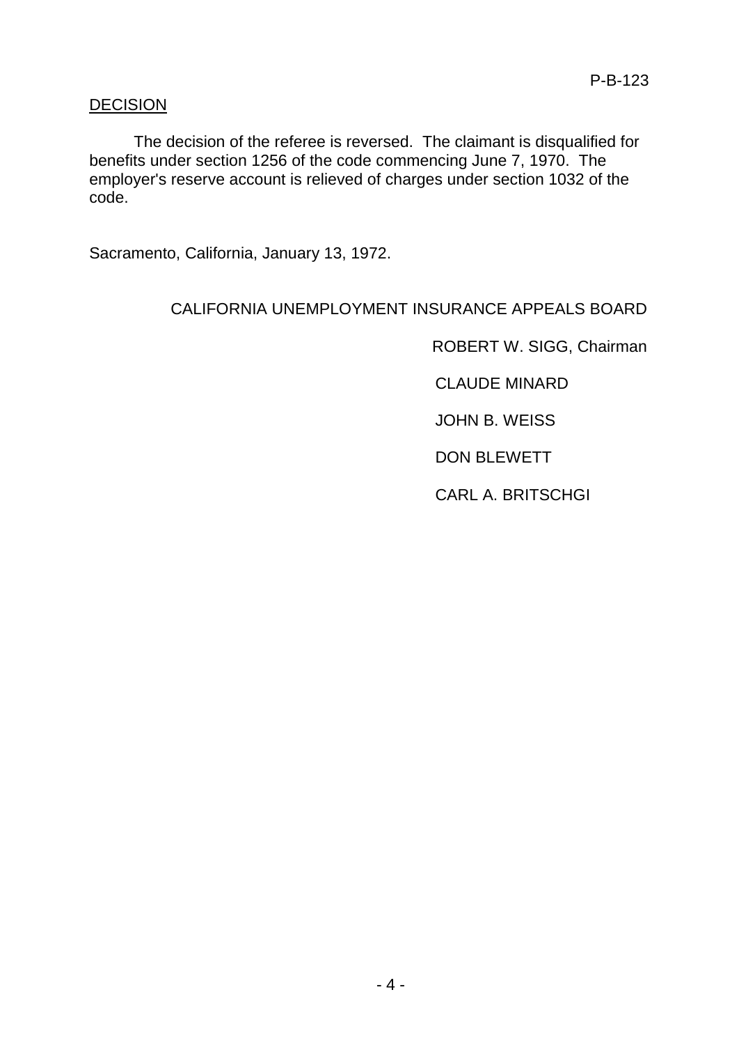P-B-123

DECISION

The decision of the referee is reversed. The claimant is disqualified for benefits under section 1256 of the code commencing June 7, 1970. The employer's reserve account is relieved of charges under section 1032 of the code.

Sacramento, California, January 13, 1972.

CALIFORNIA UNEMPLOYMENT INSURANCE APPEALS BOARD

ROBERT W. SIGG, Chairman

CLAUDE MINARD

JOHN B. WEISS

DON BLEWETT

CARL A. BRITSCHGI